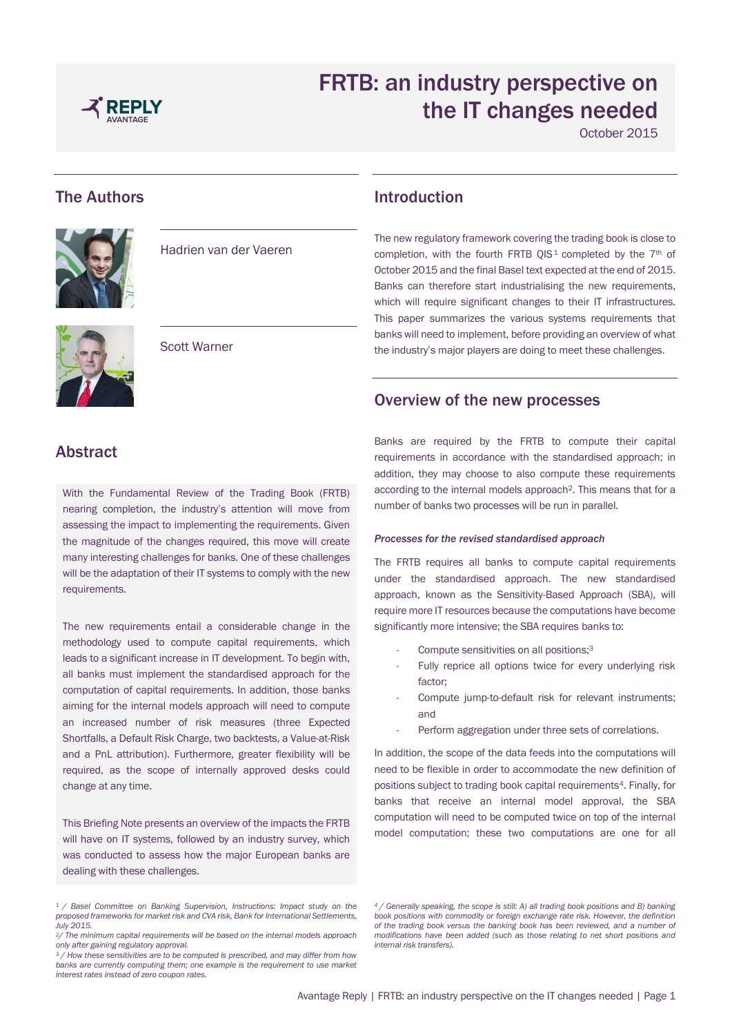# FRTB: an industry perspective on the IT changes needed

October 2015

## The Authors

Hadrien van der Vaeren

Scott Warner

## Abstract

With the Fundamental Review of the Trading Book (FRTB) nearing completion, the industry's attention will move from assessing the impact to implementing the requirements. Given the magnitude of the changes required, this move will create many interesting challenges for banks. One of these challenges will be the adaptation of their IT systems to comply with the new requirements.

The new requirements entail a considerable change in the methodology used to compute capital requirements, which leads to a significant increase in IT development. To begin with, all banks must implement the standardised approach for the computation of capital requirements. In addition, those banks aiming for the internal models approach will need to compute an increased number of risk measures (three Expected Shortfalls, a Default Risk Charge, two backtests, a Value-at-Risk and a PnL attribution). Furthermore, greater flexibility will be required, as the scope of internally approved desks could change at any time.

This Briefing Note presents an overview of the impacts the FRTB will have on IT systems, followed by an industry survey, which was conducted to assess how the major European banks are dealing with these challenges.

## Introduction

The new regulatory framework covering the trading book is close to completion, with the fourth FRTB QIS[1] completed by the 7th of October 2015 and the final Basel text expected at the end of 2015. Banks can therefore start industrialising the new requirements, which will require significant changes to their IT infrastructures. This paper summarizes the various systems requirements that banks will need to implement, before providing an overview of what the industry's major players are doing to meet these challenges.

## Overview of the new processes

Banks are required by the FRTB to compute their capital requirements in accordance with the standardised approach; in addition, they may choose to also compute these requirements according to the internal models approach[2]. This means that for a number of banks two processes will be run in parallel.

### *Processes for the revised standardised approach*

The FRTB requires all banks to compute capital requirements under the standardised approach. The new standardised approach, known as the Sensitivity-Based Approach (SBA), will require more IT resources because the computations have become significantly more intensive; the SBA requires banks to:

- Compute sensitivities on all positions;[3]
- Fully reprice all options twice for every underlying risk factor;
- Compute jump-to-default risk for relevant instruments; and
- Perform aggregation under three sets of correlations.

In addition, the scope of the data feeds into the computations will need to be flexible in order to accommodate the new definition of positions subject to trading book capital requirements[4]. Finally, for banks that receive an internal model approval, the SBA computation will need to be computed twice on top of the internal model computation; these two computations are one for all

---

[1] / *Basel Committee on Banking Supervision, Instructions: Impact study on the proposed frameworks for market risk and CVA risk, Bank for International Settlements, July 2015.*

[2] / *The minimum capital requirements will be based on the internal models approach only after gaining regulatory approval.*

[3] / *How these sensitivities are to be computed is prescribed, and may differ from how banks are currently computing them; one example is the requirement to use market interest rates instead of zero coupon rates.*

[4] / *Generally speaking, the scope is still: A) all trading book positions and B) banking book positions with commodity or foreign exchange rate risk. However, the definition of the trading book versus the banking book has been reviewed, and a number of modifications have been added (such as those relating to net short positions and internal risk transfers).*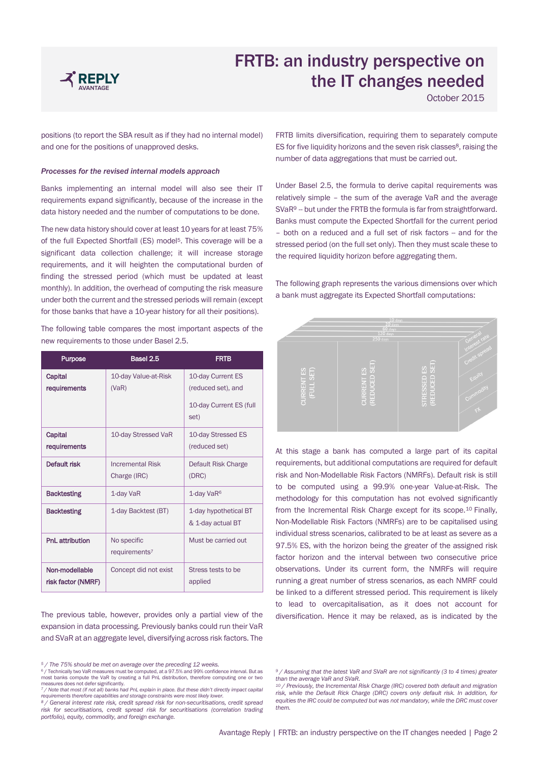positions (to report the SBA result as if they had no internal model) and one for the positions of unapproved desks.

### *Processes for the revised internal models approach*

Banks implementing an internal model will also see their IT requirements expand significantly, because of the increase in the data history needed and the number of computations to be done.

The new data history should cover at least 10 years for at least 75% of the full Expected Shortfall (ES) model[5]. This coverage will be a significant data collection challenge; it will increase storage requirements, and it will heighten the computational burden of finding the stressed period (which must be updated at least monthly). In addition, the overhead of computing the risk measure under both the current and the stressed periods will remain (except for those banks that have a 10-year history for all their positions).

The following table compares the most important aspects of the new requirements to those under Basel 2.5.

| Purpose | Basel 2.5 | FRTB |
|---|---|---|
| Capital requirements | 10-day Value-at-Risk (VaR) | 10-day Current ES (reduced set), and 10-day Current ES (full set) |
| Capital requirements | 10-day Stressed VaR | 10-day Stressed ES (reduced set) |
| Default risk | Incremental Risk Charge (IRC) | Default Risk Charge (DRC) |
| Backtesting | 1-day VaR | 1-day VaR[6] |
| Backtesting | 1-day Backtest (BT) | 1-day hypothetical BT & 1-day actual BT |
| PnL attribution | No specific requirements[7] | Must be carried out |
| Non-modellable risk factor (NMRF) | Concept did not exist | Stress tests to be applied |

The previous table, however, provides only a partial view of the expansion in data processing. Previously banks could run their VaR and SVaR at an aggregate level, diversifying across risk factors. The FRTB limits diversification, requiring them to separately compute ES for five liquidity horizons and the seven risk classes[8], raising the number of data aggregations that must be carried out.

Under Basel 2.5, the formula to derive capital requirements was relatively simple – the sum of the average VaR and the average SVaR[9] – but under the FRTB the formula is far from straightforward. Banks must compute the Expected Shortfall for the current period – both on a reduced and a full set of risk factors – and for the stressed period (on the full set only). Then they must scale these to the required liquidity horizon before aggregating them.

The following graph represents the various dimensions over which a bank must aggregate its Expected Shortfall computations:

CURRENT ES (FULL SET) | CURRENT ES (REDUCED SET) | STRESSED ES (REDUCED SET)

10 days, 20 days, 60 days, 120 days, 250 days

General interest rate, Credit spread, Equity, Commodity, FX

At this stage a bank has computed a large part of its capital requirements, but additional computations are required for default risk and Non-Modellable Risk Factors (NMRFs). Default risk is still to be computed using a 99.9% one-year Value-at-Risk. The methodology for this computation has not evolved significantly from the Incremental Risk Charge except for its scope.[10] Finally, Non-Modellable Risk Factors (NMRFs) are to be capitalised using individual stress scenarios, calibrated to be at least as severe as a 97.5% ES, with the horizon being the greater of the assigned risk factor horizon and the interval between two consecutive price observations. Under its current form, the NMRFs will require running a great number of stress scenarios, as each NMRF could be linked to a different stressed period. This requirement is likely to lead to overcapitalisation, as it does not account for diversification. Hence it may be relaxed, as is indicated by the

---

*5 / The 75% should be met on average over the preceding 12 weeks.*

*6 / Technically two VaR measures must be computed, at a 97.5% and 99% confidence interval. But as most banks compute the VaR by creating a full PnL distribution, therefore computing one or two measures does not defer significantly.*

*7 / Note that most (if not all) banks had PnL explain in place. But these didn't directly impact capital requirements therefore capabilities and storage constraints were most likely lower.*

*8 / General interest rate risk, credit spread risk for non-securitisations, credit spread risk for securitisations, credit spread risk for securitisations (correlation trading portfolio), equity, commodity, and foreign exchange.*

*9 / Assuming that the latest VaR and SVaR are not significantly (3 to 4 times) greater than the average VaR and SVaR.*

*10 / Previously, the Incremental Risk Charge (IRC) covered both default and migration risk, while the Default Rick Charge (DRC) covers only default risk. In addition, for equities the IRC could be computed but was not mandatory, while the DRC must cover them.*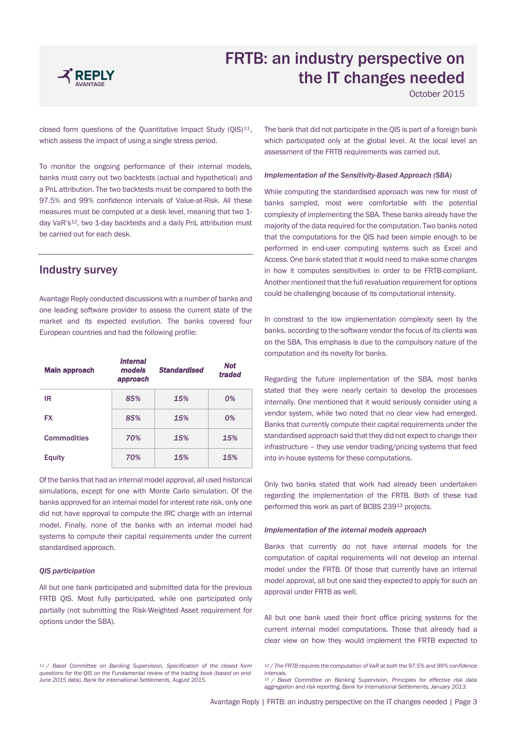closed form questions of the Quantitative Impact Study (QIS)[11], which assess the impact of using a single stress period.

To monitor the ongoing performance of their internal models, banks must carry out two backtests (actual and hypothetical) and a PnL attribution. The two backtests must be compared to both the 97.5% and 99% confidence intervals of Value-at-Risk. All these measures must be computed at a desk level, meaning that two 1-day VaR's[12], two 1-day backtests and a daily PnL attribution must be carried out for each desk.

## Industry survey

Avantage Reply conducted discussions with a number of banks and one leading software provider to assess the current state of the market and its expected evolution. The banks covered four European countries and had the following profile:

| Main approach | *Internal models approach* | *Standardised* | *Not traded* |
|---|---|---|---|
| IR | *85%* | *15%* | *0%* |
| FX | *85%* | *15%* | *0%* |
| Commodities | *70%* | *15%* | *15%* |
| Equity | *70%* | *15%* | *15%* |

Of the banks that had an internal model approval, all used historical simulations, except for one with Monte Carlo simulation. Of the banks approved for an internal model for interest rate risk, only one did not have approval to compute the IRC charge with an internal model. Finally, none of the banks with an internal model had systems to compute their capital requirements under the current standardised approach.

### *QIS participation*

All but one bank participated and submitted data for the previous FRTB QIS. Most fully participated, while one participated only partially (not submitting the Risk-Weighted Asset requirement for options under the SBA).

The bank that did not participate in the QIS is part of a foreign bank which participated only at the global level. At the local level an assessment of the FRTB requirements was carried out.

### *Implementation of the Sensitivity-Based Approach (SBA)*

While computing the standardised approach was new for most of banks sampled, most were comfortable with the potential complexity of implementing the SBA. These banks already have the majority of the data required for the computation. Two banks noted that the computations for the QIS had been simple enough to be performed in end-user computing systems such as Excel and Access. One bank stated that it would need to make some changes in how it computes sensitivities in order to be FRTB-compliant. Another mentioned that the full revaluation requirement for options could be challenging because of its computational intensity.

In constrast to the low implementation complexity seen by the banks, according to the software vendor the focus of its clients was on the SBA. This emphasis is due to the compulsory nature of the computation and its novelty for banks.

Regarding the future implementation of the SBA, most banks stated that they were nearly certain to develop the processes internally. One mentioned that it would seriously consider using a vendor system, while two noted that no clear view had emerged. Banks that currently compute their capital requirements under the standardised approach said that they did not expect to change their infrastructure – they use vendor trading/pricing systems that feed into in-house systems for these computations.

Only two banks stated that work had already been undertaken regarding the implementation of the FRTB. Both of these had performed this work as part of BCBS 239[13] projects.

### *Implementation of the internal models approach*

Banks that currently do not have internal models for the computation of capital requirements will not develop an internal model under the FRTB. Of those that currently have an internal model approval, all but one said they expected to apply for such an approval under FRTB as well.

All but one bank used their front office pricing systems for the current internal model computations. Those that already had a clear view on how they would implement the FRTB expected to

---

*11 / Basel Committee on Banking Supervision, Specification of the closed form questions for the QIS on the Fundamental review of the trading book (based on end-June 2015 data), Bank for International Settlements, August 2015.*

*12 / The FRTB requires the computation of VaR at both the 97.5% and 99% confidence intervals.*

*13 / Basel Committee on Banking Supervision, Principles for effective risk data aggregation and risk reporting, Bank for International Settlements, January 2013.*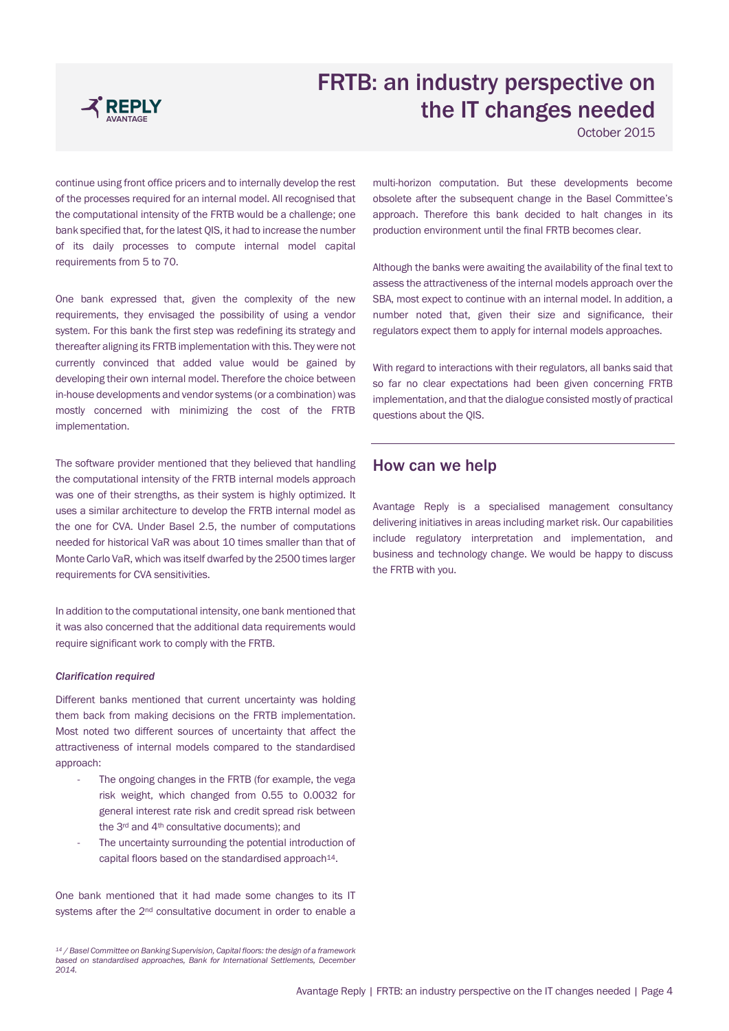continue using front office pricers and to internally develop the rest of the processes required for an internal model. All recognised that the computational intensity of the FRTB would be a challenge; one bank specified that, for the latest QIS, it had to increase the number of its daily processes to compute internal model capital requirements from 5 to 70.

One bank expressed that, given the complexity of the new requirements, they envisaged the possibility of using a vendor system. For this bank the first step was redefining its strategy and thereafter aligning its FRTB implementation with this. They were not currently convinced that added value would be gained by developing their own internal model. Therefore the choice between in-house developments and vendor systems (or a combination) was mostly concerned with minimizing the cost of the FRTB implementation.

The software provider mentioned that they believed that handling the computational intensity of the FRTB internal models approach was one of their strengths, as their system is highly optimized. It uses a similar architecture to develop the FRTB internal model as the one for CVA. Under Basel 2.5, the number of computations needed for historical VaR was about 10 times smaller than that of Monte Carlo VaR, which was itself dwarfed by the 2500 times larger requirements for CVA sensitivities.

In addition to the computational intensity, one bank mentioned that it was also concerned that the additional data requirements would require significant work to comply with the FRTB.

*Clarification required*

Different banks mentioned that current uncertainty was holding them back from making decisions on the FRTB implementation. Most noted two different sources of uncertainty that affect the attractiveness of internal models compared to the standardised approach:

- The ongoing changes in the FRTB (for example, the vega risk weight, which changed from 0.55 to 0.0032 for general interest rate risk and credit spread risk between the 3rd and 4th consultative documents); and
- The uncertainty surrounding the potential introduction of capital floors based on the standardised approach[14].

One bank mentioned that it had made some changes to its IT systems after the 2nd consultative document in order to enable a multi-horizon computation. But these developments become obsolete after the subsequent change in the Basel Committee's approach. Therefore this bank decided to halt changes in its production environment until the final FRTB becomes clear.

Although the banks were awaiting the availability of the final text to assess the attractiveness of the internal models approach over the SBA, most expect to continue with an internal model. In addition, a number noted that, given their size and significance, their regulators expect them to apply for internal models approaches.

With regard to interactions with their regulators, all banks said that so far no clear expectations had been given concerning FRTB implementation, and that the dialogue consisted mostly of practical questions about the QIS.

## How can we help

Avantage Reply is a specialised management consultancy delivering initiatives in areas including market risk. Our capabilities include regulatory interpretation and implementation, and business and technology change. We would be happy to discuss the FRTB with you.

---

[14] / *Basel Committee on Banking Supervision, Capital floors: the design of a framework based on standardised approaches, Bank for International Settlements, December 2014.*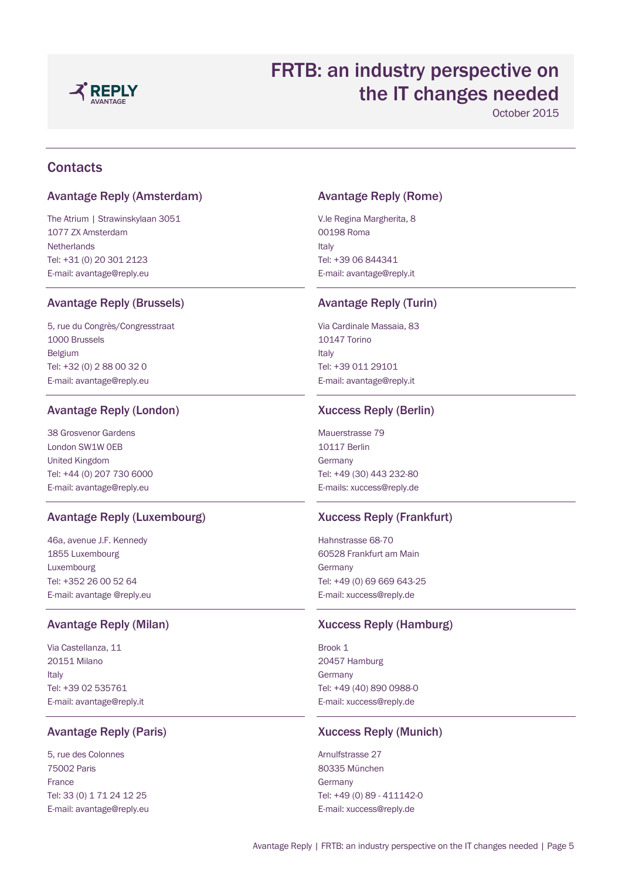# FRTB: an industry perspective on the IT changes needed

October 2015

## Contacts

### Avantage Reply (Amsterdam)

The Atrium | Strawinskylaan 3051
1077 ZX Amsterdam
Netherlands
Tel: +31 (0) 20 301 2123
E-mail: avantage@reply.eu

### Avantage Reply (Brussels)

5, rue du Congrès/Congresstraat
1000 Brussels
Belgium
Tel: +32 (0) 2 88 00 32 0
E-mail: avantage@reply.eu

### Avantage Reply (London)

38 Grosvenor Gardens
London SW1W 0EB
United Kingdom
Tel: +44 (0) 207 730 6000
E-mail: avantage@reply.eu

### Avantage Reply (Luxembourg)

46a, avenue J.F. Kennedy
1855 Luxembourg
Luxembourg
Tel: +352 26 00 52 64
E-mail: avantage @reply.eu

### Avantage Reply (Milan)

Via Castellanza, 11
20151 Milano
Italy
Tel: +39 02 535761
E-mail: avantage@reply.it

### Avantage Reply (Paris)

5, rue des Colonnes
75002 Paris
France
Tel: 33 (0) 1 71 24 12 25
E-mail: avantage@reply.eu

### Avantage Reply (Rome)

V.le Regina Margherita, 8
00198 Roma
Italy
Tel: +39 06 844341
E-mail: avantage@reply.it

### Avantage Reply (Turin)

Via Cardinale Massaia, 83
10147 Torino
Italy
Tel: +39 011 29101
E-mail: avantage@reply.it

### Xuccess Reply (Berlin)

Mauerstrasse 79
10117 Berlin
Germany
Tel: +49 (30) 443 232-80
E-mails: xuccess@reply.de

### Xuccess Reply (Frankfurt)

Hahnstrasse 68-70
60528 Frankfurt am Main
Germany
Tel: +49 (0) 69 669 643-25
E-mail: xuccess@reply.de

### Xuccess Reply (Hamburg)

Brook 1
20457 Hamburg
Germany
Tel: +49 (40) 890 0988-0
E-mail: xuccess@reply.de

### Xuccess Reply (Munich)

Arnulfstrasse 27
80335 München
Germany
Tel: +49 (0) 89 - 411142-0
E-mail: xuccess@reply.de